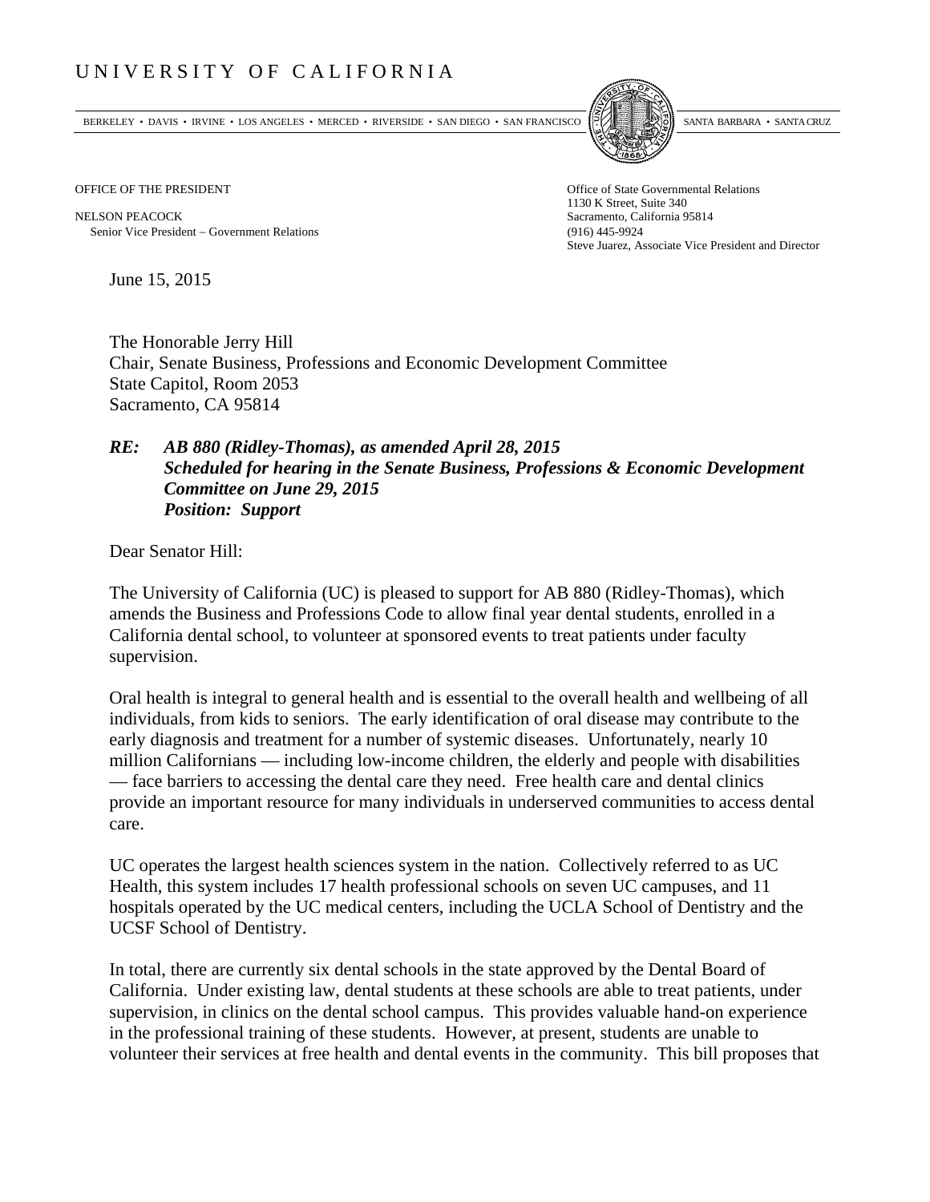# UNIVERSITY OF CALIFORNIA

BERKELEY • DAVIS • IRVINE • LOS ANGELES • MERCED • RIVERSIDE • SAN DIEGO • SAN FRANCISCO SANTA BARBARA • SANTA CRUZ

OFFICE OF THE PRESIDENT

NELSON PEACOCK
Senior Vice President – Government Relations

Office of State Governmental Relations
1130 K Street, Suite 340
Sacramento, California 95814
(916) 445-9924
Steve Juarez, Associate Vice President and Director

June 15, 2015

The Honorable Jerry Hill
Chair, Senate Business, Professions and Economic Development Committee
State Capitol, Room 2053
Sacramento, CA 95814

***RE: AB 880 (Ridley-Thomas), as amended April 28, 2015***
***Scheduled for hearing in the Senate Business, Professions & Economic Development Committee on June 29, 2015***
***Position: Support***

Dear Senator Hill:

The University of California (UC) is pleased to support for AB 880 (Ridley-Thomas), which amends the Business and Professions Code to allow final year dental students, enrolled in a California dental school, to volunteer at sponsored events to treat patients under faculty supervision.

Oral health is integral to general health and is essential to the overall health and wellbeing of all individuals, from kids to seniors. The early identification of oral disease may contribute to the early diagnosis and treatment for a number of systemic diseases. Unfortunately, nearly 10 million Californians — including low-income children, the elderly and people with disabilities — face barriers to accessing the dental care they need. Free health care and dental clinics provide an important resource for many individuals in underserved communities to access dental care.

UC operates the largest health sciences system in the nation. Collectively referred to as UC Health, this system includes 17 health professional schools on seven UC campuses, and 11 hospitals operated by the UC medical centers, including the UCLA School of Dentistry and the UCSF School of Dentistry.

In total, there are currently six dental schools in the state approved by the Dental Board of California. Under existing law, dental students at these schools are able to treat patients, under supervision, in clinics on the dental school campus. This provides valuable hand-on experience in the professional training of these students. However, at present, students are unable to volunteer their services at free health and dental events in the community. This bill proposes that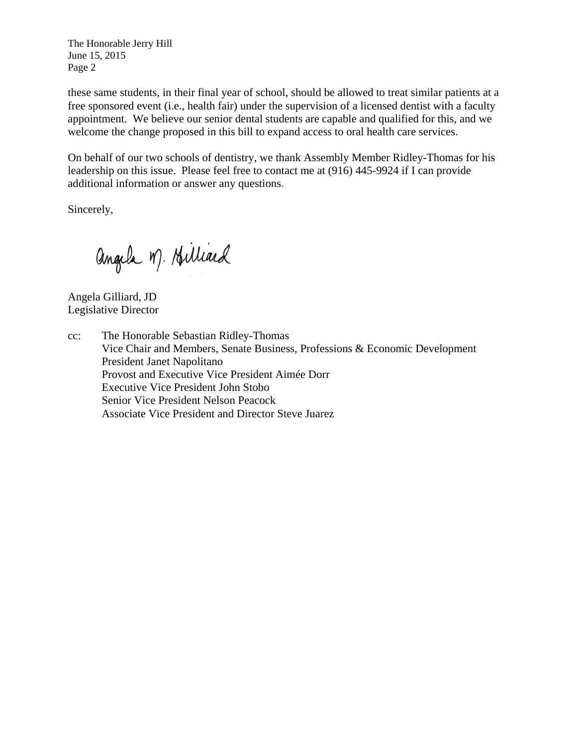these same students, in their final year of school, should be allowed to treat similar patients at a free sponsored event (i.e., health fair) under the supervision of a licensed dentist with a faculty appointment. We believe our senior dental students are capable and qualified for this, and we welcome the change proposed in this bill to expand access to oral health care services.

On behalf of our two schools of dentistry, we thank Assembly Member Ridley-Thomas for his leadership on this issue. Please feel free to contact me at (916) 445-9924 if I can provide additional information or answer any questions.

Sincerely,

Angela M. Gilliard

Angela Gilliard, JD
Legislative Director

cc: The Honorable Sebastian Ridley-Thomas
Vice Chair and Members, Senate Business, Professions & Economic Development
President Janet Napolitano
Provost and Executive Vice President Aimée Dorr
Executive Vice President John Stobo
Senior Vice President Nelson Peacock
Associate Vice President and Director Steve Juarez